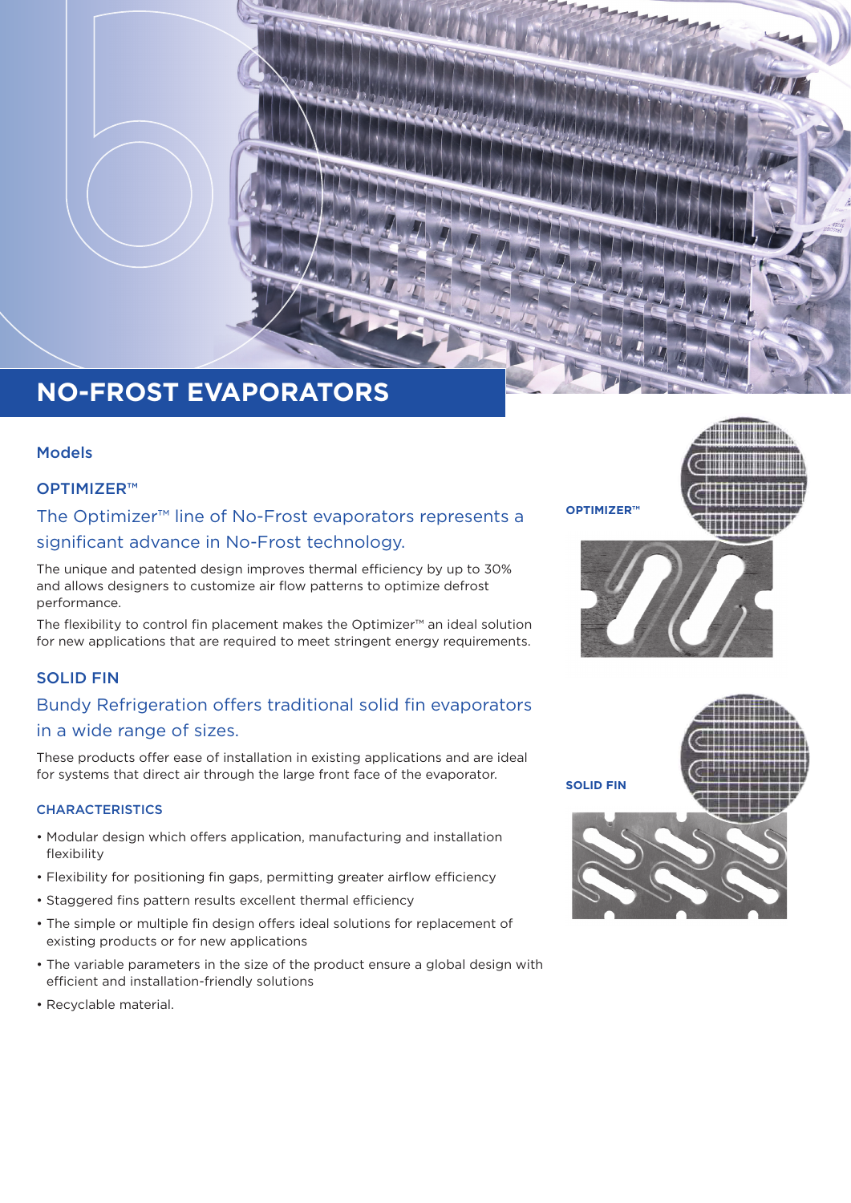# NO-FROST EVAPORATORS

## Models

### OPTIMIZER™

The Optimizer™ line of No-Frost evaporators represents a significant advance in No-Frost technology.

The unique and patented design improves thermal efficiency by up to 30% and allows designers to customize air flow patterns to optimize defrost performance.

The flexibility to control fin placement makes the Optimizer™ an ideal solution for new applications that are required to meet stringent energy requirements.

### SOLID FIN

Bundy Refrigeration offers traditional solid fin evaporators in a wide range of sizes.

These products offer ease of installation in existing applications and are ideal for systems that direct air through the large front face of the evaporator.

#### CHARACTERISTICS

- Modular design which offers application, manufacturing and installation flexibility
- Flexibility for positioning fin gaps, permitting greater airflow efficiency
- Staggered fins pattern results excellent thermal efficiency
- The simple or multiple fin design offers ideal solutions for replacement of existing products or for new applications
- The variable parameters in the size of the product ensure a global design with efficient and installation-friendly solutions
- Recyclable material.

**OPTIMIZER™**

**SOLID FIN**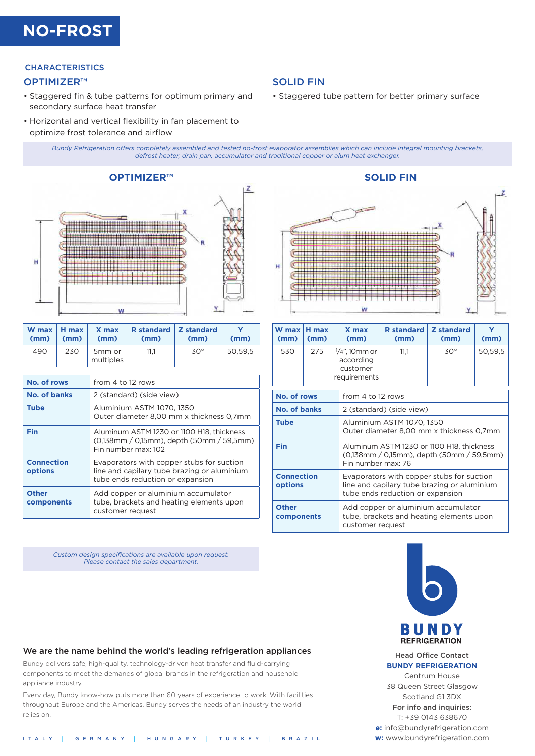# NO-FROST

## CHARACTERISTICS

### OPTIMIZER™

- Staggered fin & tube patterns for optimum primary and secondary surface heat transfer
- Horizontal and vertical flexibility in fan placement to optimize frost tolerance and airflow

### SOLID FIN

- Staggered tube pattern for better primary surface

*Bundy Refrigeration offers completely assembled and tested no-frost evaporator assemblies which can include integral mounting brackets, defrost heater, drain pan, accumulator and traditional copper or alum heat exchanger.*

## OPTIMIZER™

| W max (mm) | H max (mm) | X max (mm) | R standard (mm) | Z standard (mm) | Y (mm) |
|---|---|---|---|---|---|
| 490 | 230 | 5mm or multiples | 11,1 | 30° | 50,59,5 |

| | |
|---|---|
| **No. of rows** | from 4 to 12 rows |
| **No. of banks** | 2 (standard) (side view) |
| **Tube** | Aluminium ASTM 1070, 1350<br>Outer diameter 8,00 mm x thickness 0,7mm |
| **Fin** | Aluminum ASTM 1230 or 1100 H18, thickness (0,138mm / 0,15mm), depth (50mm / 59,5mm)<br>Fin number max: 102 |
| **Connection options** | Evaporators with copper stubs for suction line and capilary tube brazing or aluminium tube ends reduction or expansion |
| **Other components** | Add copper or aluminium accumulator tube, brackets and heating elements upon customer request |

## SOLID FIN

| W max (mm) | H max (mm) | X max (mm) | R standard (mm) | Z standard (mm) | Y (mm) |
|---|---|---|---|---|---|
| 530 | 275 | 1/4", 10mm or according customer requirements | 11,1 | 30° | 50,59,5 |

| | |
|---|---|
| **No. of rows** | from 4 to 12 rows |
| **No. of banks** | 2 (standard) (side view) |
| **Tube** | Aluminium ASTM 1070, 1350<br>Outer diameter 8,00 mm x thickness 0,7mm |
| **Fin** | Aluminum ASTM 1230 or 1100 H18, thickness (0,138mm / 0,15mm), depth (50mm / 59,5mm)<br>Fin number max: 76 |
| **Connection options** | Evaporators with copper stubs for suction line and capilary tube brazing or aluminium tube ends reduction or expansion |
| **Other components** | Add copper or aluminium accumulator tube, brackets and heating elements upon customer request |

*Custom design specifications are available upon request.*
*Please contact the sales department.*

## We are the name behind the world's leading refrigeration appliances

Bundy delivers safe, high-quality, technology-driven heat transfer and fluid-carrying components to meet the demands of global brands in the refrigeration and household appliance industry.

Every day, Bundy know-how puts more than 60 years of experience to work. With facilities throughout Europe and the Americas, Bundy serves the needs of an industry the world relies on.

ITALY | GERMANY | HUNGARY | TURKEY | BRAZIL

BUNDY REFRIGERATION

Head Office Contact
**BUNDY REFRIGERATION**
Centrum House
38 Queen Street Glasgow
Scotland G1 3DX
**For info and inquiries:**
T: +39 0143 638670
**e:** info@bundyrefrigeration.com
**w:** www.bundyrefrigeration.com